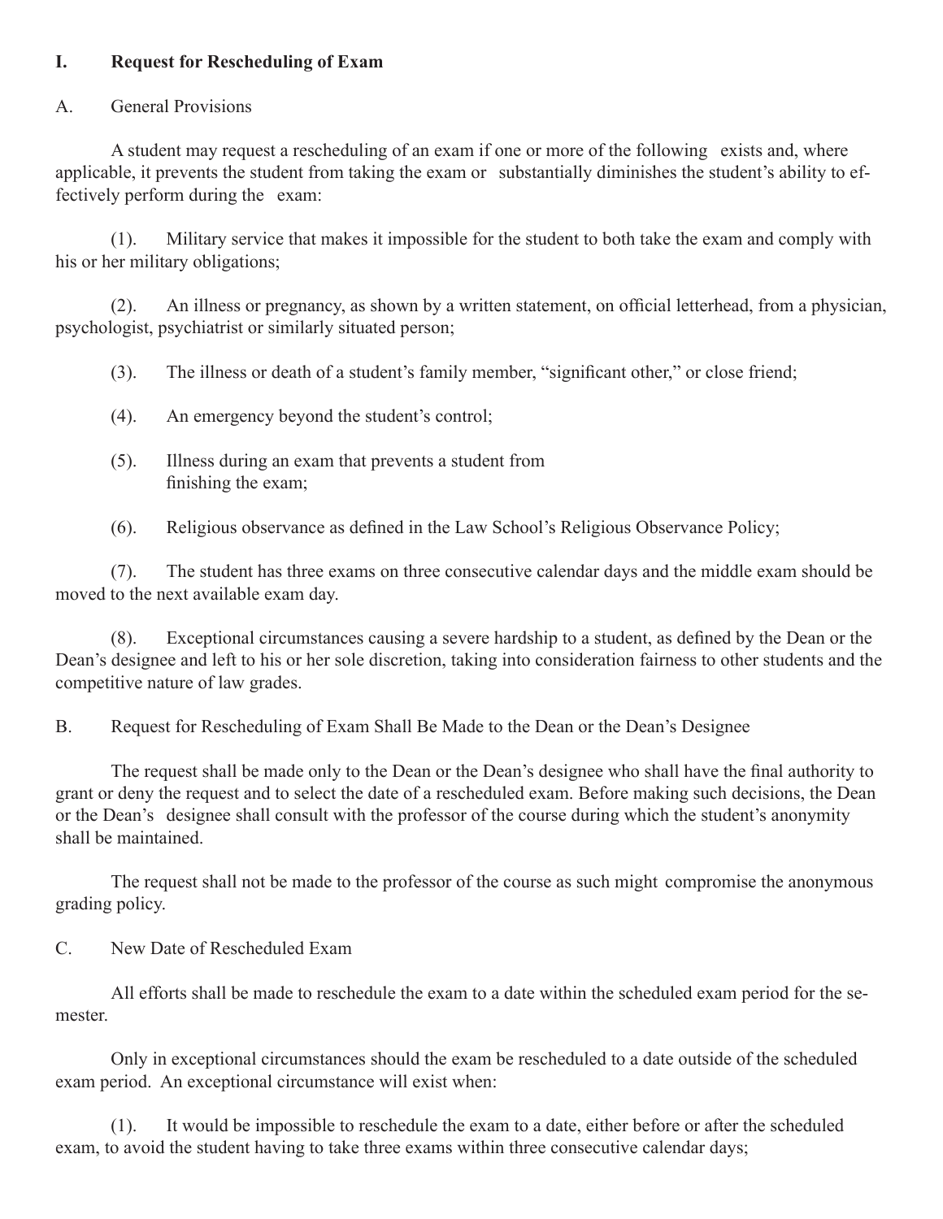## I. Request for Rescheduling of Exam

### A. General Provisions

A student may request a rescheduling of an exam if one or more of the following exists and, where applicable, it prevents the student from taking the exam or substantially diminishes the student's ability to effectively perform during the exam:

(1). Military service that makes it impossible for the student to both take the exam and comply with his or her military obligations;

(2). An illness or pregnancy, as shown by a written statement, on official letterhead, from a physician, psychologist, psychiatrist or similarly situated person;

(3). The illness or death of a student's family member, "significant other," or close friend;

(4). An emergency beyond the student's control;

(5). Illness during an exam that prevents a student from finishing the exam;

(6). Religious observance as defined in the Law School's Religious Observance Policy;

(7). The student has three exams on three consecutive calendar days and the middle exam should be moved to the next available exam day.

(8). Exceptional circumstances causing a severe hardship to a student, as defined by the Dean or the Dean's designee and left to his or her sole discretion, taking into consideration fairness to other students and the competitive nature of law grades.

### B. Request for Rescheduling of Exam Shall Be Made to the Dean or the Dean's Designee

The request shall be made only to the Dean or the Dean's designee who shall have the final authority to grant or deny the request and to select the date of a rescheduled exam. Before making such decisions, the Dean or the Dean's designee shall consult with the professor of the course during which the student's anonymity shall be maintained.

The request shall not be made to the professor of the course as such might compromise the anonymous grading policy.

### C. New Date of Rescheduled Exam

All efforts shall be made to reschedule the exam to a date within the scheduled exam period for the semester.

Only in exceptional circumstances should the exam be rescheduled to a date outside of the scheduled exam period. An exceptional circumstance will exist when:

(1). It would be impossible to reschedule the exam to a date, either before or after the scheduled exam, to avoid the student having to take three exams within three consecutive calendar days;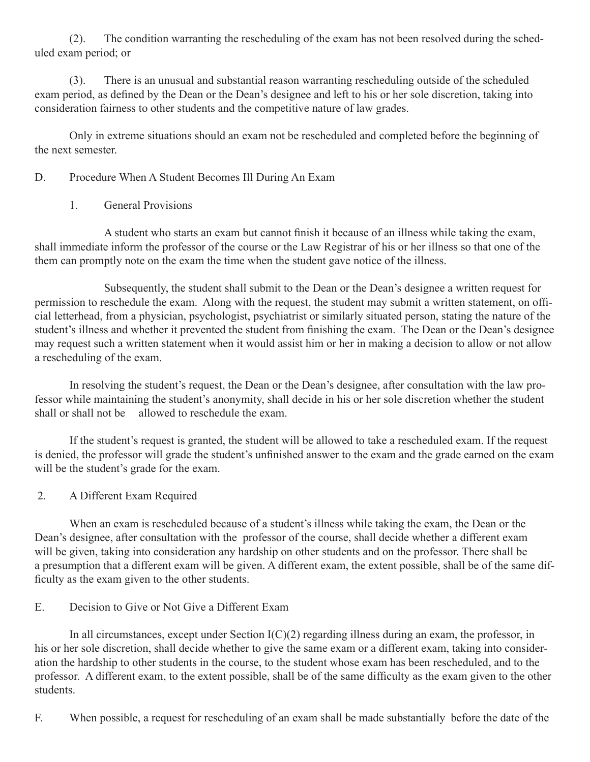(2). The condition warranting the rescheduling of the exam has not been resolved during the scheduled exam period; or

(3). There is an unusual and substantial reason warranting rescheduling outside of the scheduled exam period, as defined by the Dean or the Dean's designee and left to his or her sole discretion, taking into consideration fairness to other students and the competitive nature of law grades.

Only in extreme situations should an exam not be rescheduled and completed before the beginning of the next semester.

D. Procedure When A Student Becomes Ill During An Exam

1. General Provisions

A student who starts an exam but cannot finish it because of an illness while taking the exam, shall immediate inform the professor of the course or the Law Registrar of his or her illness so that one of the them can promptly note on the exam the time when the student gave notice of the illness.

Subsequently, the student shall submit to the Dean or the Dean's designee a written request for permission to reschedule the exam. Along with the request, the student may submit a written statement, on official letterhead, from a physician, psychologist, psychiatrist or similarly situated person, stating the nature of the student's illness and whether it prevented the student from finishing the exam. The Dean or the Dean's designee may request such a written statement when it would assist him or her in making a decision to allow or not allow a rescheduling of the exam.

In resolving the student's request, the Dean or the Dean's designee, after consultation with the law professor while maintaining the student's anonymity, shall decide in his or her sole discretion whether the student shall or shall not be allowed to reschedule the exam.

If the student's request is granted, the student will be allowed to take a rescheduled exam. If the request is denied, the professor will grade the student's unfinished answer to the exam and the grade earned on the exam will be the student's grade for the exam.

2. A Different Exam Required

When an exam is rescheduled because of a student's illness while taking the exam, the Dean or the Dean's designee, after consultation with the professor of the course, shall decide whether a different exam will be given, taking into consideration any hardship on other students and on the professor. There shall be a presumption that a different exam will be given. A different exam, the extent possible, shall be of the same difficulty as the exam given to the other students.

E. Decision to Give or Not Give a Different Exam

In all circumstances, except under Section I(C)(2) regarding illness during an exam, the professor, in his or her sole discretion, shall decide whether to give the same exam or a different exam, taking into consideration the hardship to other students in the course, to the student whose exam has been rescheduled, and to the professor. A different exam, to the extent possible, shall be of the same difficulty as the exam given to the other students.

F. When possible, a request for rescheduling of an exam shall be made substantially before the date of the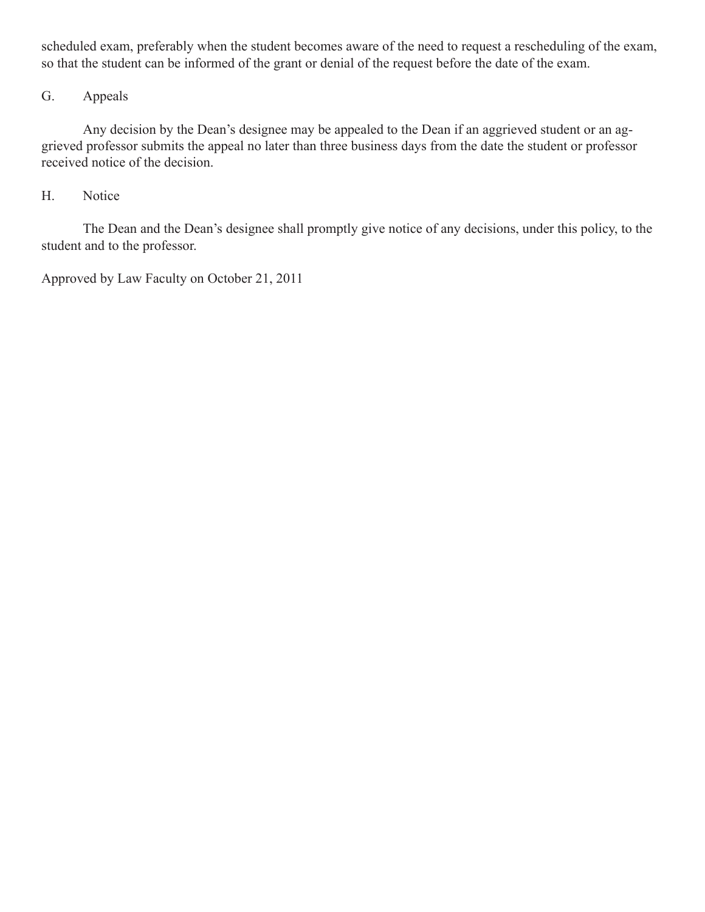scheduled exam, preferably when the student becomes aware of the need to request a rescheduling of the exam, so that the student can be informed of the grant or denial of the request before the date of the exam.

G. Appeals

Any decision by the Dean's designee may be appealed to the Dean if an aggrieved student or an aggrieved professor submits the appeal no later than three business days from the date the student or professor received notice of the decision.

H. Notice

The Dean and the Dean's designee shall promptly give notice of any decisions, under this policy, to the student and to the professor.

Approved by Law Faculty on October 21, 2011